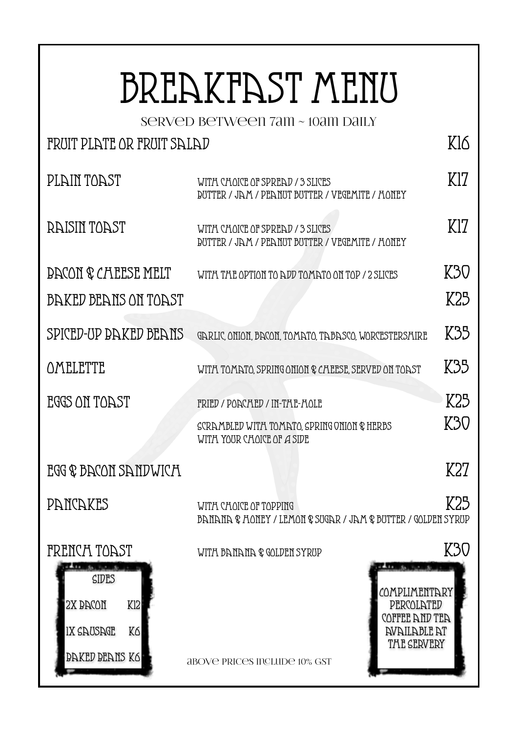# BREAKFAST MENU

Served between 7am ~ 10am daily

| Item | Description | Price |
| --- | --- | --- |
| FRUIT PLATE OR FRUIT SALAD | | K16 |
| PLAIN TOAST | WITH CHOICE OF SPREAD / 3 SLICES<br>BUTTER / JAM / PEANUT BUTTER / VEGEMITE / HONEY | K17 |
| RAISIN TOAST | WITH CHOICE OF SPREAD / 3 SLICES<br>BUTTER / JAM / PEANUT BUTTER / VEGEMITE / HONEY | K17 |
| BACON & CHEESE MELT | WITH THE OPTION TO ADD TOMATO ON TOP / 2 SLICES | K30 |
| BAKED BEANS ON TOAST | | K25 |
| SPICED-UP BAKED BEANS | GARLIC, ONION, BACON, TOMATO, TABASCO, WORCESTERSHIRE | K35 |
| OMELETTE | WITH TOMATO, SPRING ONION & CHEESE, SERVED ON TOAST | K35 |
| EGGS ON TOAST | FRIED / POACHED / IN-THE-HOLE | K25 |
| | SCRAMBLED WITH TOMATO, SPRING ONION & HERBS<br>WITH YOUR CHOICE OF A SIDE | K30 |
| EGG & BACON SANDWICH | | K27 |
| PANCAKES | WITH CHOICE OF TOPPING<br>BANANA & HONEY / LEMON & SUGAR / JAM & BUTTER / GOLDEN SYRUP | K25 |
| FRENCH TOAST | WITH BANANA & GOLDEN SYRUP | K30 |

## SIDES

| Side | Price |
| --- | --- |
| 2X BACON | K12 |
| 1X SAUSAGE | K6 |
| BAKED BEANS | K6 |

COMPLIMENTARY PERCOLATED COFFEE AND TEA AVAILABLE AT THE SERVERY

Above prices include 10% GST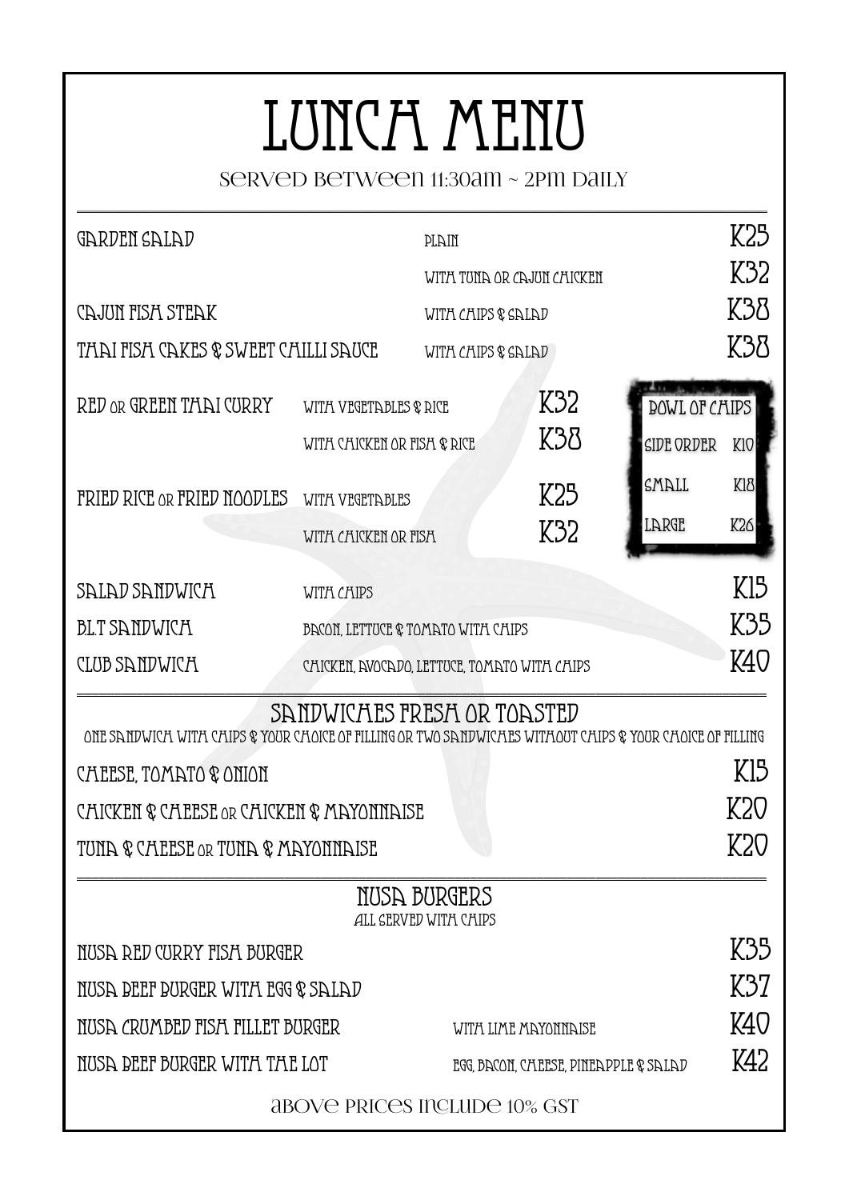# LUNCH MENU

SERVED BETWEEN 11:30AM ~ 2PM DAILY

| | | |
|---|---|---|
| GARDEN SALAD | PLAIN | K25 |
| | WITH TUNA OR CAJUN CHICKEN | K32 |
| CAJUN FISH STEAK | WITH CHIPS & SALAD | K38 |
| THAI FISH CAKES & SWEET CHILLI SAUCE | WITH CHIPS & SALAD | K38 |

| | | |
|---|---|---|
| RED OR GREEN THAI CURRY | WITH VEGETABLES & RICE | K32 |
| | WITH CHICKEN OR FISH & RICE | K38 |
| FRIED RICE OR FRIED NOODLES | WITH VEGETABLES | K25 |
| | WITH CHICKEN OR FISH | K32 |

**BOWL OF CHIPS**

| | |
|---|---|
| SIDE ORDER | K10 |
| SMALL | K18 |
| LARGE | K26 |

| | | |
|---|---|---|
| SALAD SANDWICH | WITH CHIPS | K15 |
| B.L.T SANDWICH | BACON, LETTUCE & TOMATO WITH CHIPS | K35 |
| CLUB SANDWICH | CHICKEN, AVOCADO, LETTUCE, TOMATO WITH CHIPS | K40 |

## SANDWICHES FRESH OR TOASTED

ONE SANDWICH WITH CHIPS & YOUR CHOICE OF FILLING OR TWO SANDWICHES WITHOUT CHIPS & YOUR CHOICE OF FILLING

| | |
|---|---|
| CHEESE, TOMATO & ONION | K15 |
| CHICKEN & CHEESE OR CHICKEN & MAYONNAISE | K20 |
| TUNA & CHEESE OR TUNA & MAYONNAISE | K20 |

## NUSA BURGERS

ALL SERVED WITH CHIPS

| | | |
|---|---|---|
| NUSA RED CURRY FISH BURGER | | K35 |
| NUSA BEEF BURGER WITH EGG & SALAD | | K37 |
| NUSA CRUMBED FISH FILLET BURGER | WITH LIME MAYONNAISE | K40 |
| NUSA BEEF BURGER WITH THE LOT | EGG, BACON, CHEESE, PINEAPPLE & SALAD | K42 |

ABOVE PRICES INCLUDE 10% GST